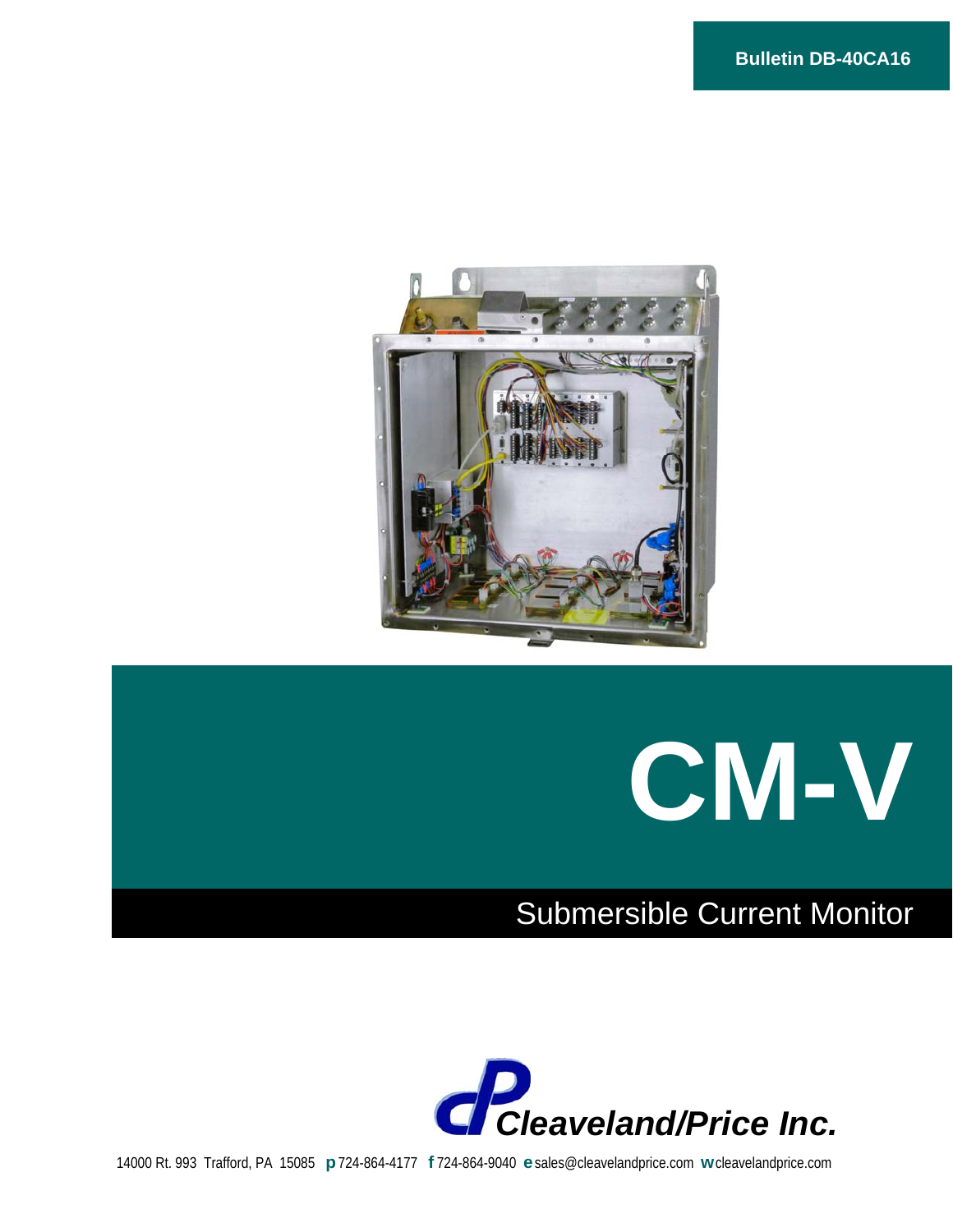**Bulletin DB-40CA16**

# CM-V

## Submersible Current Monitor

*Cleaveland/Price Inc.*

14000 Rt. 993 Trafford, PA 15085 **p** 724-864-4177 **f** 724-864-9040 **e** sales@cleavelandprice.com **w** cleavelandprice.com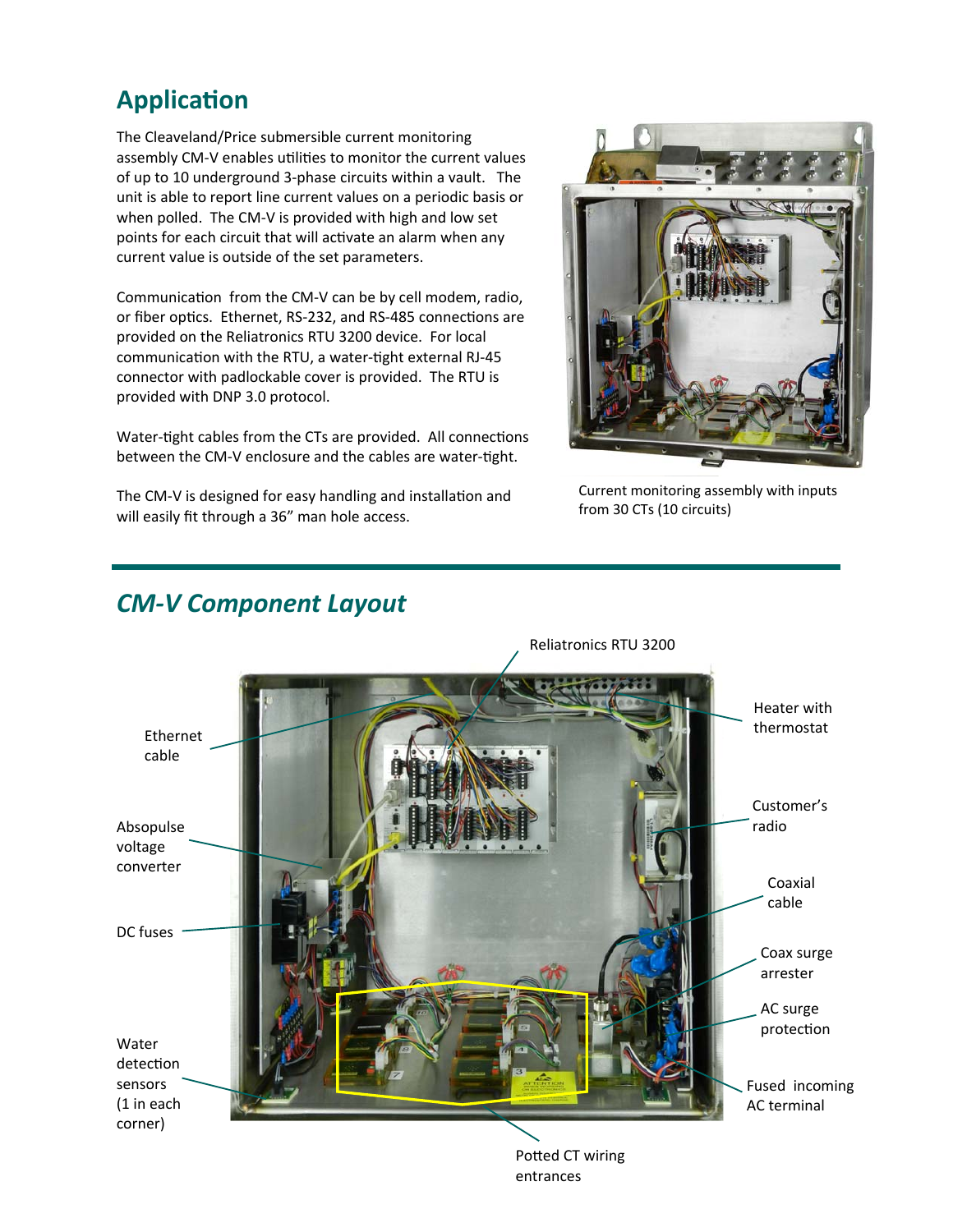## Application

The Cleaveland/Price submersible current monitoring assembly CM-V enables utilities to monitor the current values of up to 10 underground 3-phase circuits within a vault. The unit is able to report line current values on a periodic basis or when polled. The CM-V is provided with high and low set points for each circuit that will activate an alarm when any current value is outside of the set parameters.

Communication from the CM-V can be by cell modem, radio, or fiber optics. Ethernet, RS-232, and RS-485 connections are provided on the Reliatronics RTU 3200 device. For local communication with the RTU, a water-tight external RJ-45 connector with padlockable cover is provided. The RTU is provided with DNP 3.0 protocol.

Water-tight cables from the CTs are provided. All connections between the CM-V enclosure and the cables are water-tight.

The CM-V is designed for easy handling and installation and will easily fit through a 36" man hole access.

Current monitoring assembly with inputs from 30 CTs (10 circuits)

## *CM-V Component Layout*

Reliatronics RTU 3200

Ethernet cable

Heater with thermostat

Customer's radio

Absopulse voltage converter

Coaxial cable

DC fuses

Coax surge arrester

AC surge protection

Water detection sensors (1 in each corner)

Fused incoming AC terminal

Potted CT wiring entrances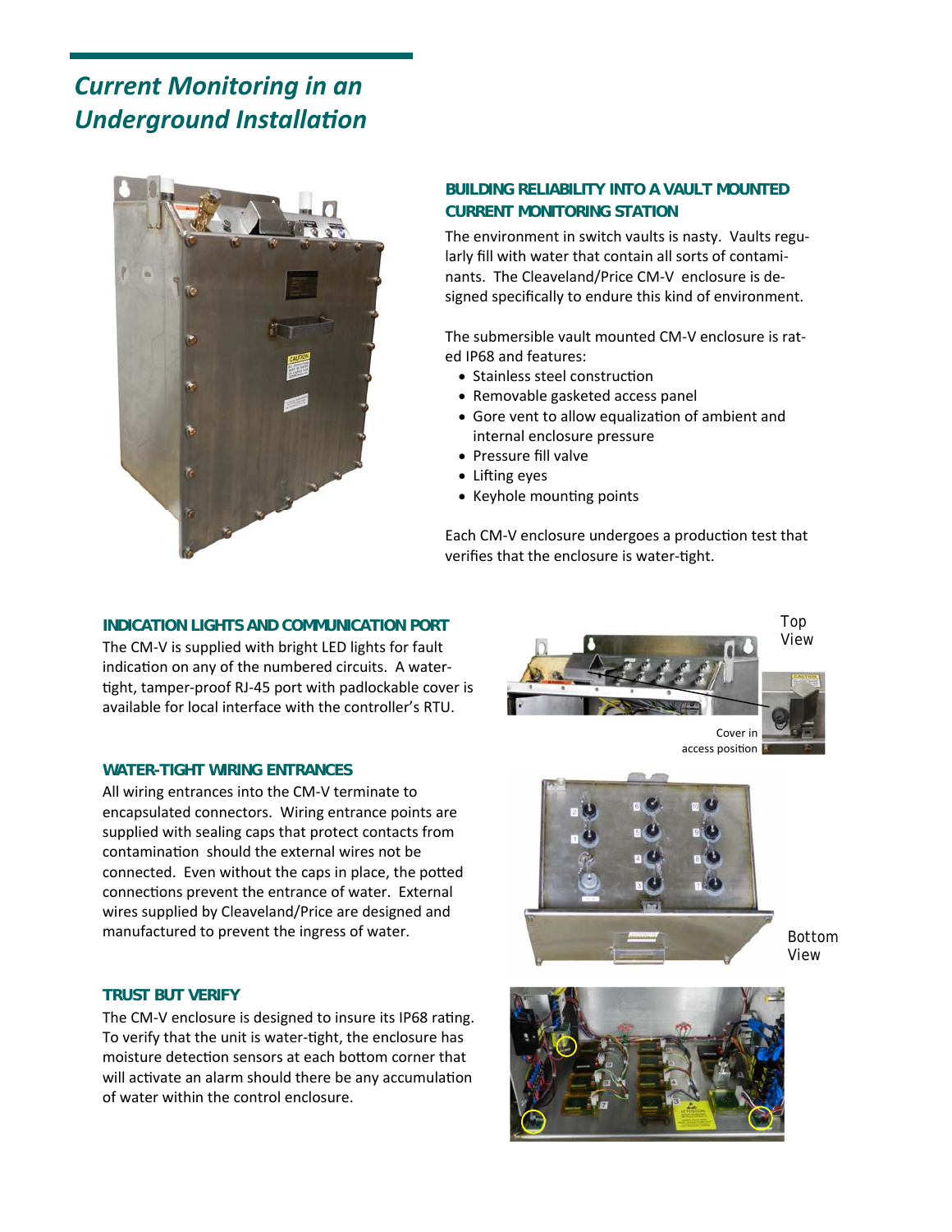# Current Monitoring in an Underground Installation

## BUILDING RELIABILITY INTO A VAULT MOUNTED CURRENT MONITORING STATION

The environment in switch vaults is nasty. Vaults regularly fill with water that contain all sorts of contaminants. The Cleaveland/Price CM-V enclosure is designed specifically to endure this kind of environment.

The submersible vault mounted CM-V enclosure is rated IP68 and features:

- Stainless steel construction
- Removable gasketed access panel
- Gore vent to allow equalization of ambient and internal enclosure pressure
- Pressure fill valve
- Lifting eyes
- Keyhole mounting points

Each CM-V enclosure undergoes a production test that verifies that the enclosure is water-tight.

## INDICATION LIGHTS AND COMMUNICATION PORT

The CM-V is supplied with bright LED lights for fault indication on any of the numbered circuits. A water-tight, tamper-proof RJ-45 port with padlockable cover is available for local interface with the controller's RTU.

Top View

Cover in access position

## WATER-TIGHT WIRING ENTRANCES

All wiring entrances into the CM-V terminate to encapsulated connectors. Wiring entrance points are supplied with sealing caps that protect contacts from contamination should the external wires not be connected. Even without the caps in place, the potted connections prevent the entrance of water. External wires supplied by Cleaveland/Price are designed and manufactured to prevent the ingress of water.

Bottom View

## TRUST BUT VERIFY

The CM-V enclosure is designed to insure its IP68 rating. To verify that the unit is water-tight, the enclosure has moisture detection sensors at each bottom corner that will activate an alarm should there be any accumulation of water within the control enclosure.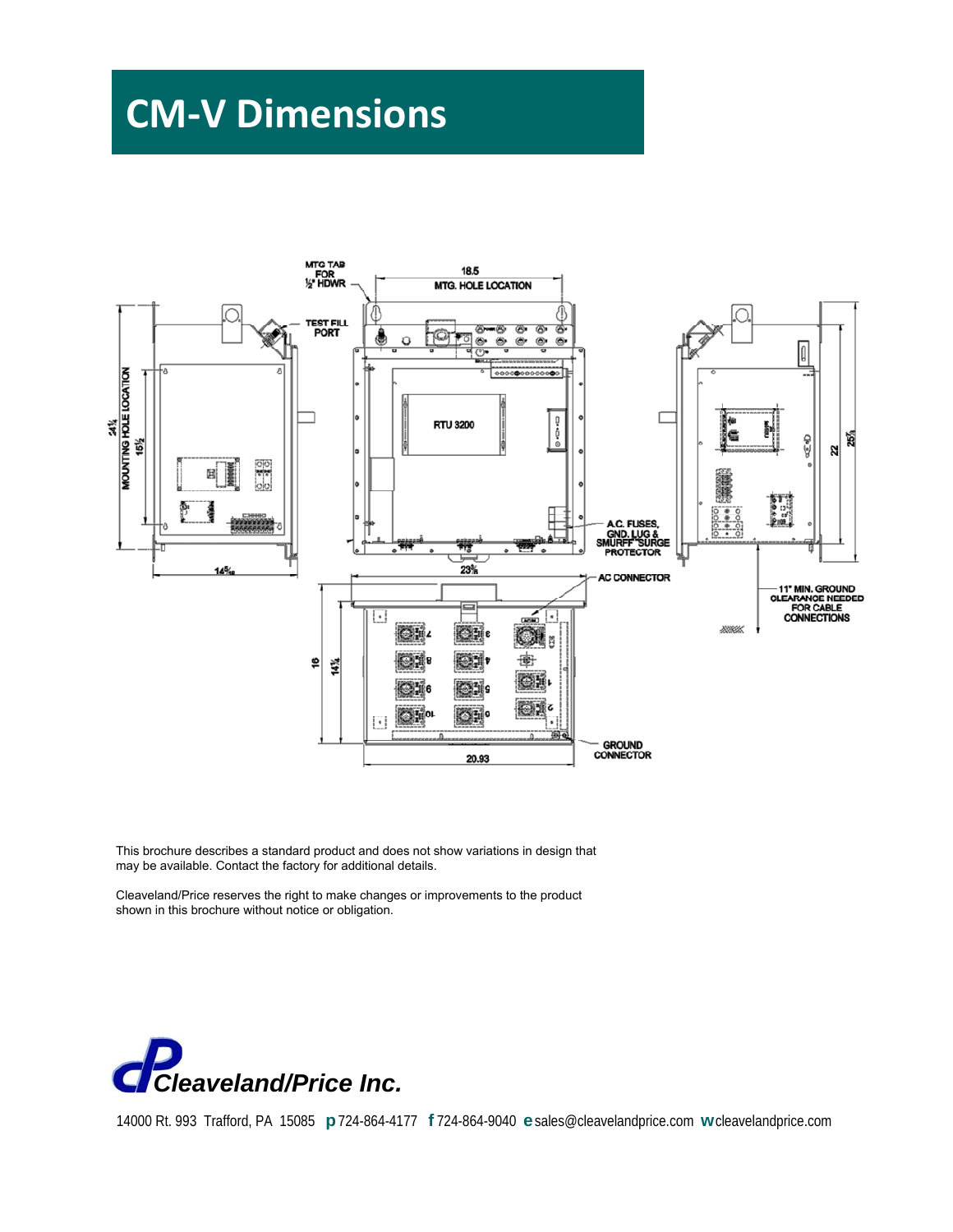# CM-V Dimensions

MTG TAB FOR ½" HDWR

18.5 MTG. HOLE LOCATION

TEST FILL PORT

24¼

MOUNTING HOLE LOCATION 15½

RTU 3200

22

25⅞

A.C. FUSES, GND. LUG & SMURFF SURGE PROTECTOR

14⅝

23⅜

AC CONNECTOR

11" MIN. GROUND CLEARANCE NEEDED FOR CABLE CONNECTIONS

16

14¼

20.93

GROUND CONNECTOR

This brochure describes a standard product and does not show variations in design that may be available. Contact the factory for additional details.

Cleaveland/Price reserves the right to make changes or improvements to the product shown in this brochure without notice or obligation.

*Cleaveland/Price Inc.*

14000 Rt. 993 Trafford, PA 15085 **p** 724-864-4177 **f** 724-864-9040 **e** sales@cleavelandprice.com **w** cleavelandprice.com